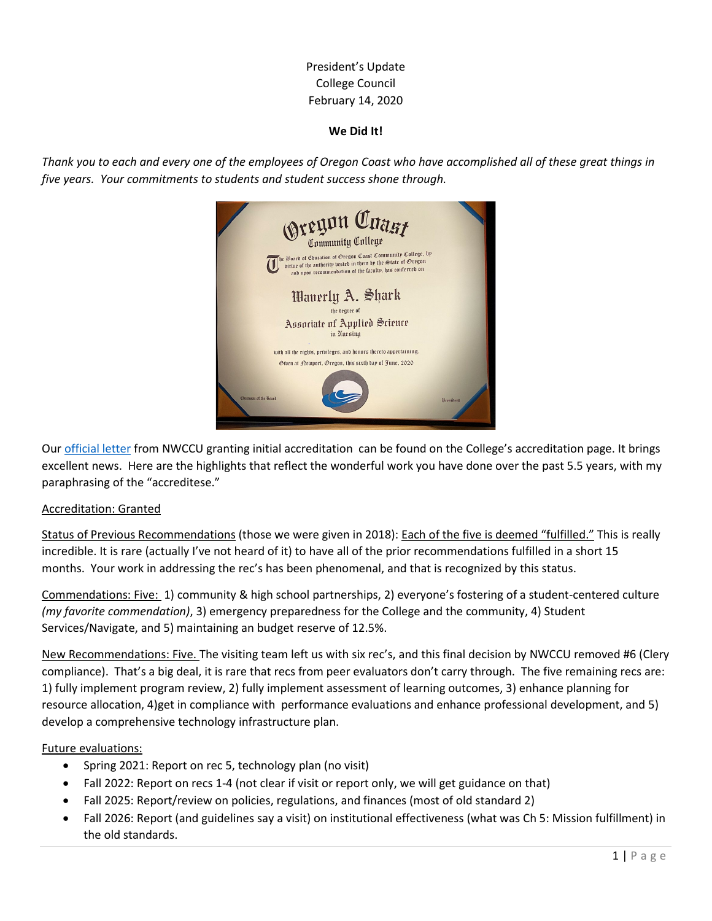President's Update
College Council
February 14, 2020

**We Did It!**

*Thank you to each and every one of the employees of Oregon Coast who have accomplished all of these great things in five years. Your commitments to students and student success shone through.*

Our official letter from NWCCU granting initial accreditation can be found on the College's accreditation page. It brings excellent news. Here are the highlights that reflect the wonderful work you have done over the past 5.5 years, with my paraphrasing of the "accreditese."

Accreditation: Granted

Status of Previous Recommendations (those we were given in 2018): Each of the five is deemed "fulfilled." This is really incredible. It is rare (actually I've not heard of it) to have all of the prior recommendations fulfilled in a short 15 months. Your work in addressing the rec's has been phenomenal, and that is recognized by this status.

Commendations: Five: 1) community & high school partnerships, 2) everyone's fostering of a student-centered culture *(my favorite commendation)*, 3) emergency preparedness for the College and the community, 4) Student Services/Navigate, and 5) maintaining an budget reserve of 12.5%.

New Recommendations: Five. The visiting team left us with six rec's, and this final decision by NWCCU removed #6 (Clery compliance). That's a big deal, it is rare that recs from peer evaluators don't carry through. The five remaining recs are: 1) fully implement program review, 2) fully implement assessment of learning outcomes, 3) enhance planning for resource allocation, 4)get in compliance with performance evaluations and enhance professional development, and 5) develop a comprehensive technology infrastructure plan.

Future evaluations:

- Spring 2021: Report on rec 5, technology plan (no visit)
- Fall 2022: Report on recs 1-4 (not clear if visit or report only, we will get guidance on that)
- Fall 2025: Report/review on policies, regulations, and finances (most of old standard 2)
- Fall 2026: Report (and guidelines say a visit) on institutional effectiveness (what was Ch 5: Mission fulfillment) in the old standards.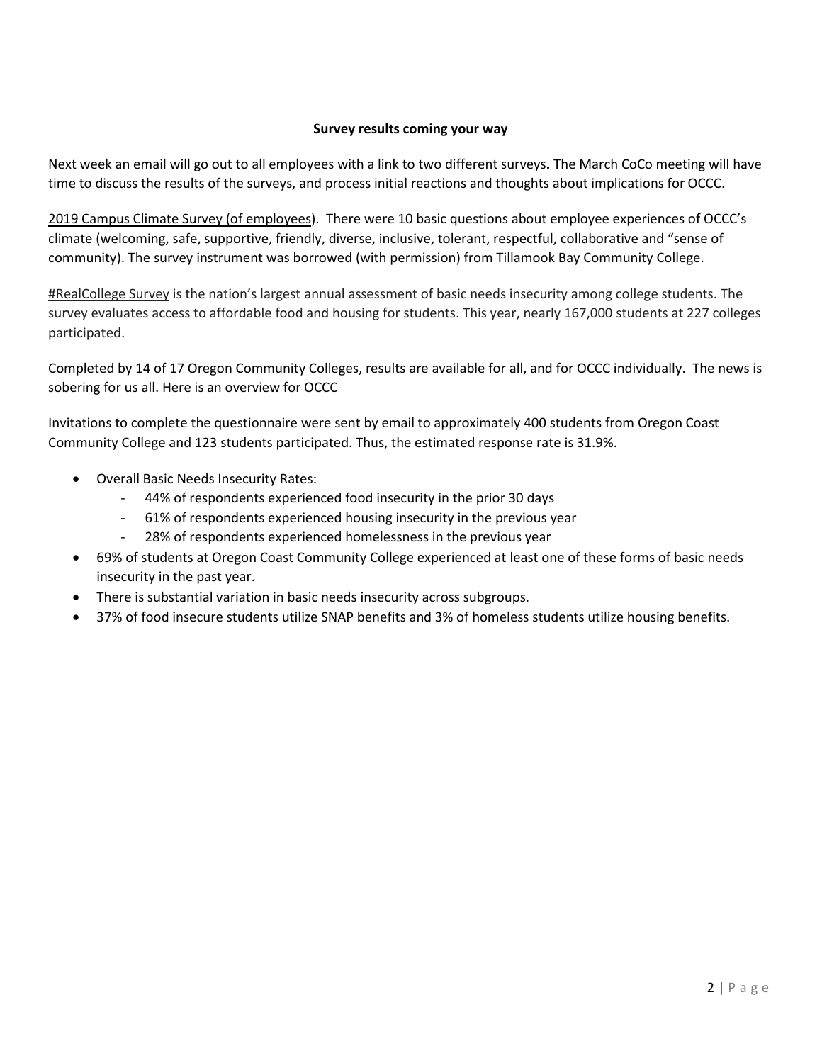**Survey results coming your way**

Next week an email will go out to all employees with a link to two different surveys**.** The March CoCo meeting will have time to discuss the results of the surveys, and process initial reactions and thoughts about implications for OCCC.

2019 Campus Climate Survey (of employees). There were 10 basic questions about employee experiences of OCCC's climate (welcoming, safe, supportive, friendly, diverse, inclusive, tolerant, respectful, collaborative and "sense of community). The survey instrument was borrowed (with permission) from Tillamook Bay Community College.

#RealCollege Survey is the nation's largest annual assessment of basic needs insecurity among college students. The survey evaluates access to affordable food and housing for students. This year, nearly 167,000 students at 227 colleges participated.

Completed by 14 of 17 Oregon Community Colleges, results are available for all, and for OCCC individually. The news is sobering for us all. Here is an overview for OCCC

Invitations to complete the questionnaire were sent by email to approximately 400 students from Oregon Coast Community College and 123 students participated. Thus, the estimated response rate is 31.9%.

- Overall Basic Needs Insecurity Rates:
  - 44% of respondents experienced food insecurity in the prior 30 days
  - 61% of respondents experienced housing insecurity in the previous year
  - 28% of respondents experienced homelessness in the previous year
- 69% of students at Oregon Coast Community College experienced at least one of these forms of basic needs insecurity in the past year.
- There is substantial variation in basic needs insecurity across subgroups.
- 37% of food insecure students utilize SNAP benefits and 3% of homeless students utilize housing benefits.